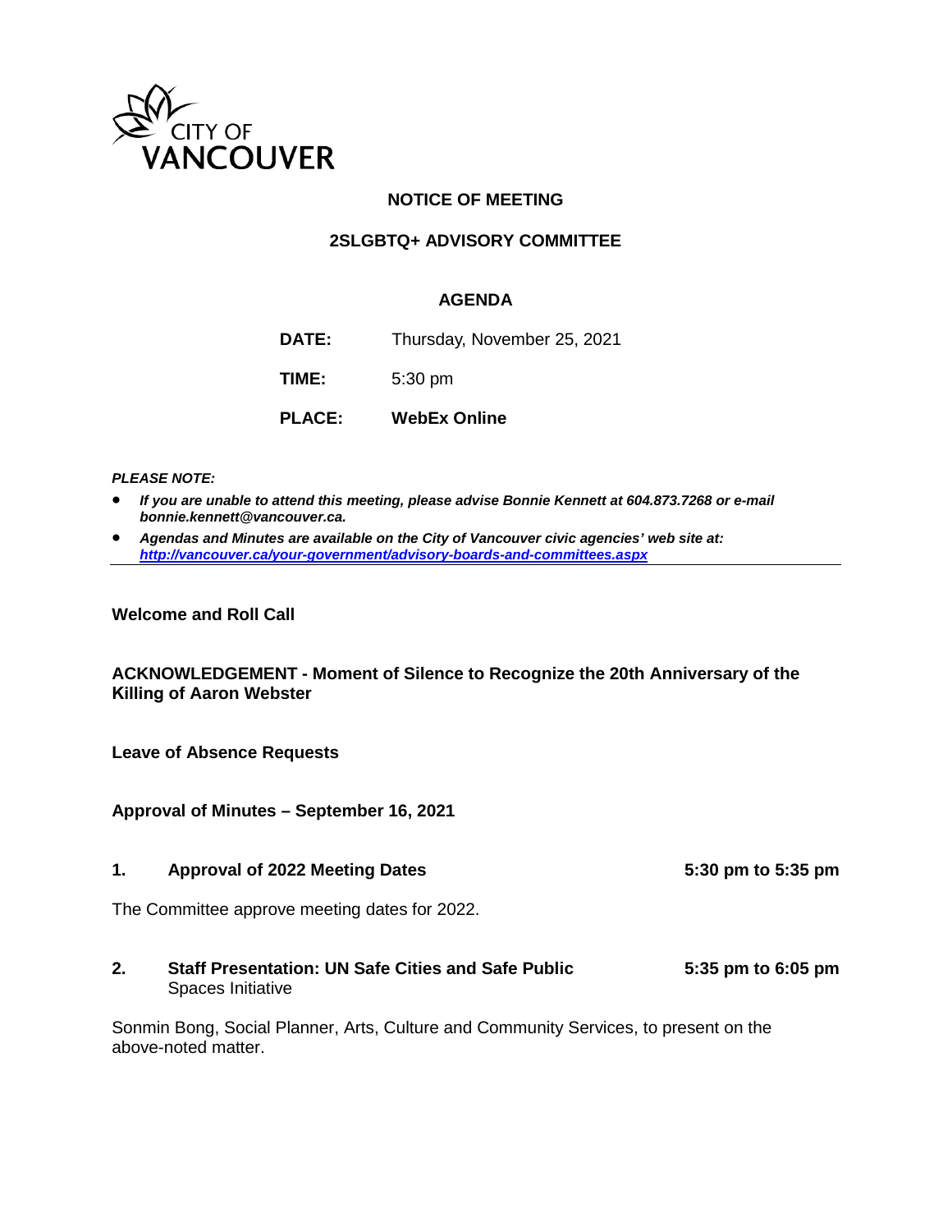CITY OF VANCOUVER

# NOTICE OF MEETING

## 2SLGBTQ+ ADVISORY COMMITTEE

### AGENDA

**DATE:** Thursday, November 25, 2021

**TIME:** 5:30 pm

**PLACE:** **WebEx Online**

***PLEASE NOTE:***

- ***If you are unable to attend this meeting, please advise Bonnie Kennett at 604.873.7268 or e-mail bonnie.kennett@vancouver.ca.***
- ***Agendas and Minutes are available on the City of Vancouver civic agencies' web site at: http://vancouver.ca/your-government/advisory-boards-and-committees.aspx***

---

**Welcome and Roll Call**

**ACKNOWLEDGEMENT - Moment of Silence to Recognize the 20th Anniversary of the Killing of Aaron Webster**

**Leave of Absence Requests**

**Approval of Minutes – September 16, 2021**

**1. Approval of 2022 Meeting Dates** **5:30 pm to 5:35 pm**

The Committee approve meeting dates for 2022.

**2. Staff Presentation: UN Safe Cities and Safe Public** **5:35 pm to 6:05 pm**
Spaces Initiative

Sonmin Bong, Social Planner, Arts, Culture and Community Services, to present on the above-noted matter.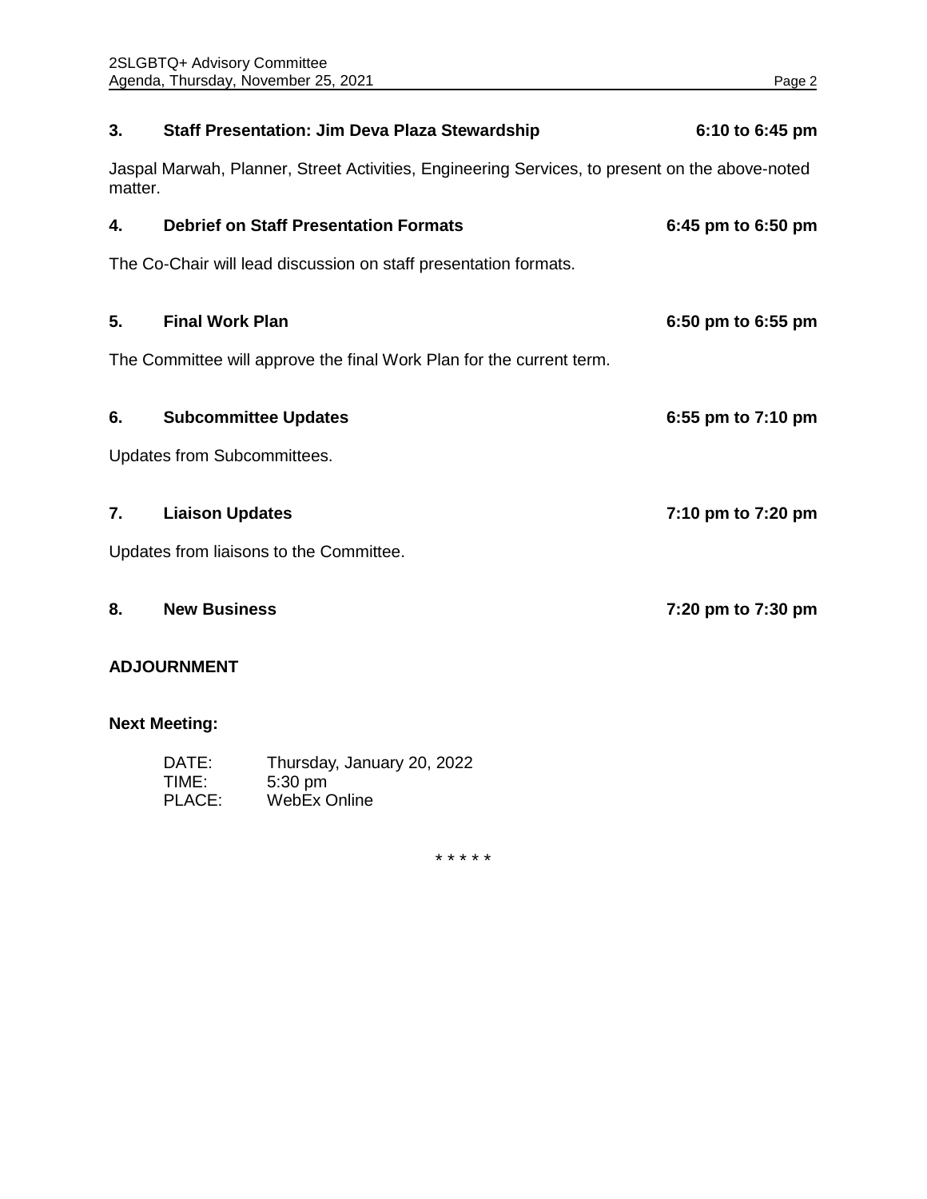### 3. Staff Presentation: Jim Deva Plaza Stewardship — 6:10 to 6:45 pm

Jaspal Marwah, Planner, Street Activities, Engineering Services, to present on the above-noted matter.

### 4. Debrief on Staff Presentation Formats — 6:45 pm to 6:50 pm

The Co-Chair will lead discussion on staff presentation formats.

### 5. Final Work Plan — 6:50 pm to 6:55 pm

The Committee will approve the final Work Plan for the current term.

### 6. Subcommittee Updates — 6:55 pm to 7:10 pm

Updates from Subcommittees.

### 7. Liaison Updates — 7:10 pm to 7:20 pm

Updates from liaisons to the Committee.

### 8. New Business — 7:20 pm to 7:30 pm

**ADJOURNMENT**

**Next Meeting:**

DATE: Thursday, January 20, 2022
TIME: 5:30 pm
PLACE: WebEx Online

\* \* \* \* \*